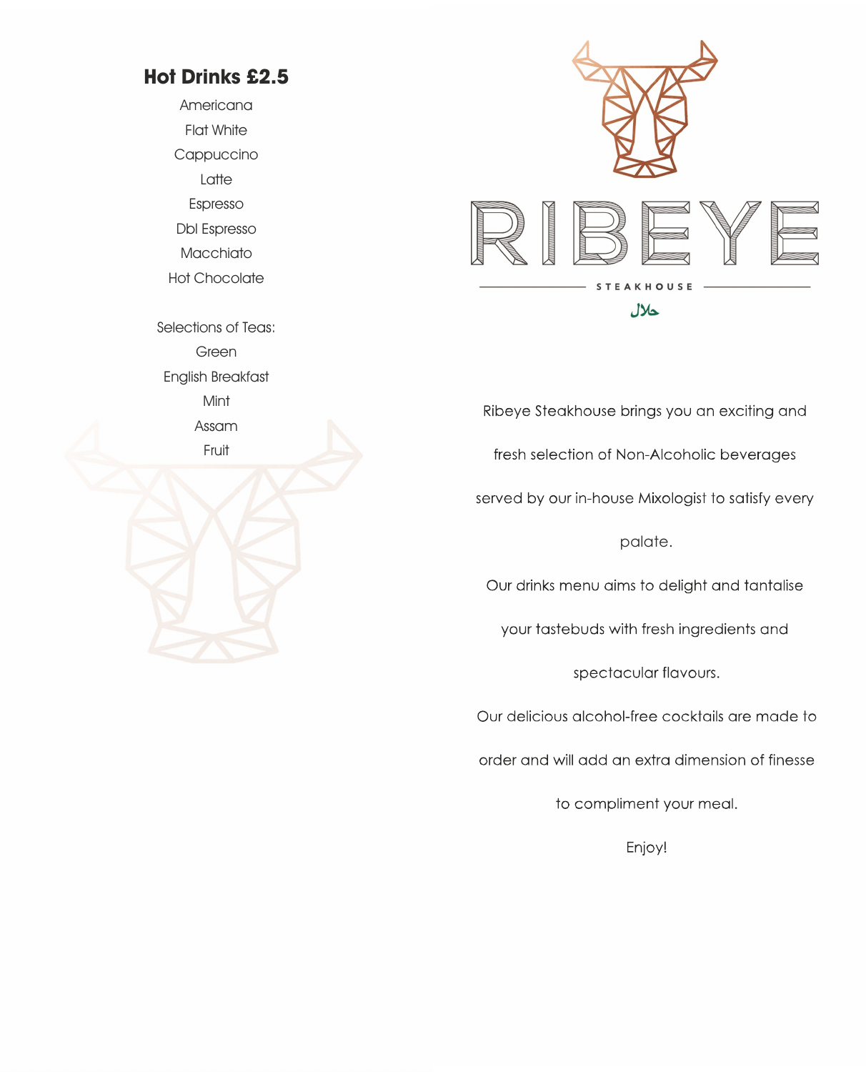## Hot Drinks £2.5

Americana
Flat White
Cappuccino
Latte
Espresso
Dbl Espresso
Macchiato
Hot Chocolate

Selections of Teas:
Green
English Breakfast
Mint
Assam
Fruit

# RIBEYE

STEAKHOUSE

حلال

Ribeye Steakhouse brings you an exciting and fresh selection of Non-Alcoholic beverages served by our in-house Mixologist to satisfy every palate.

Our drinks menu aims to delight and tantalise your tastebuds with fresh ingredients and spectacular flavours.

Our delicious alcohol-free cocktails are made to order and will add an extra dimension of finesse to compliment your meal.

Enjoy!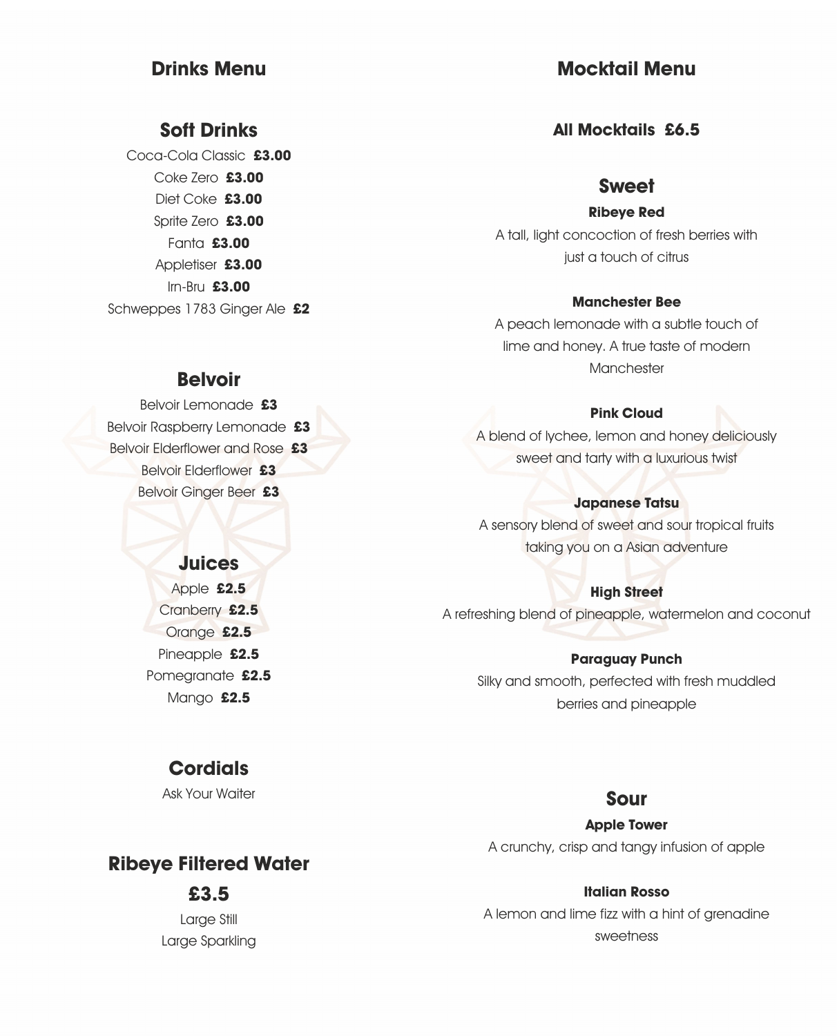# Drinks Menu

## Soft Drinks

Coca-Cola Classic **£3.00**
Coke Zero **£3.00**
Diet Coke **£3.00**
Sprite Zero **£3.00**
Fanta **£3.00**
Appletiser **£3.00**
Irn-Bru **£3.00**
Schweppes 1783 Ginger Ale **£2**

## Belvoir

Belvoir Lemonade **£3**
Belvoir Raspberry Lemonade **£3**
Belvoir Elderflower and Rose **£3**
Belvoir Elderflower **£3**
Belvoir Ginger Beer **£3**

## Juices

Apple **£2.5**
Cranberry **£2.5**
Orange **£2.5**
Pineapple **£2.5**
Pomegranate **£2.5**
Mango **£2.5**

## Cordials

Ask Your Waiter

## Ribeye Filtered Water

**£3.5**

Large Still
Large Sparkling

# Mocktail Menu

**All Mocktails £6.5**

## Sweet

**Ribeye Red**
A tall, light concoction of fresh berries with just a touch of citrus

**Manchester Bee**
A peach lemonade with a subtle touch of lime and honey. A true taste of modern Manchester

**Pink Cloud**
A blend of lychee, lemon and honey deliciously sweet and tarty with a luxurious twist

**Japanese Tatsu**
A sensory blend of sweet and sour tropical fruits taking you on a Asian adventure

**High Street**
A refreshing blend of pineapple, watermelon and coconut

**Paraguay Punch**
Silky and smooth, perfected with fresh muddled berries and pineapple

## Sour

**Apple Tower**
A crunchy, crisp and tangy infusion of apple

**Italian Rosso**
A lemon and lime fizz with a hint of grenadine sweetness